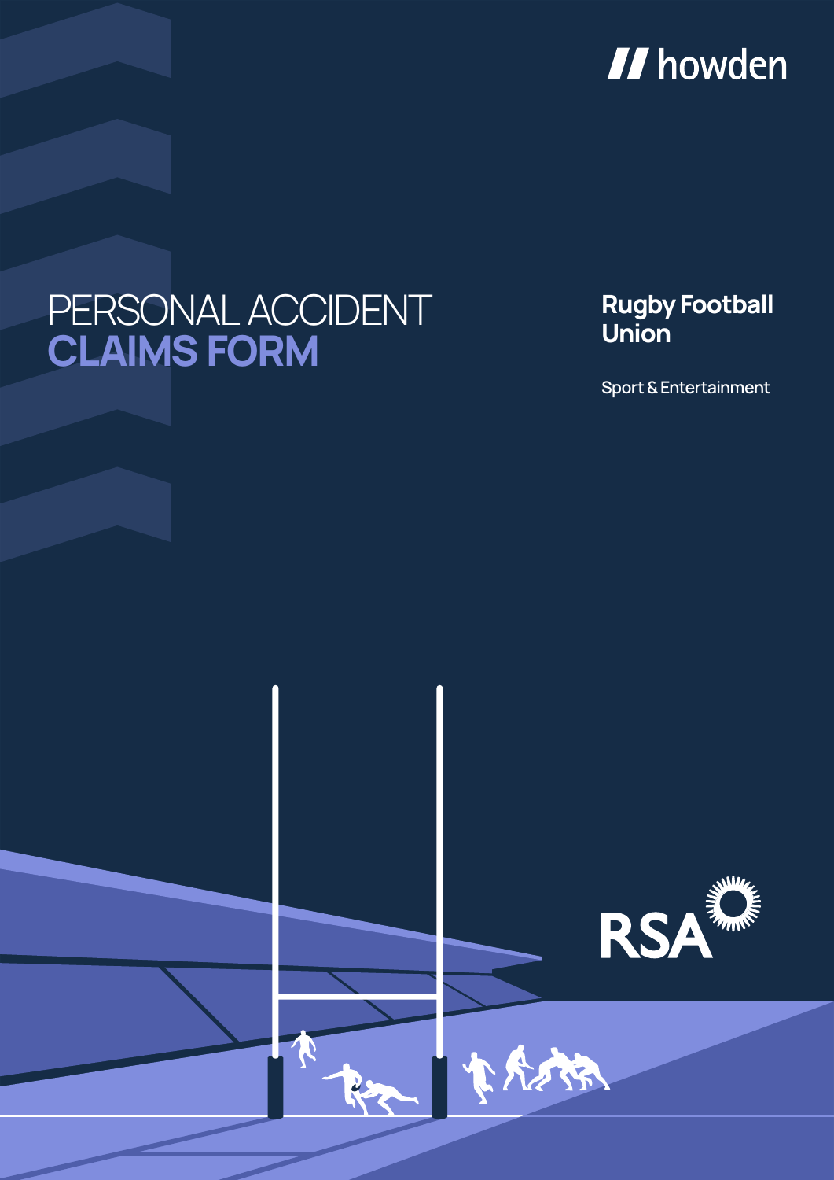howden

# PERSONAL ACCIDENT **CLAIMS FORM**

**Rugby Football Union**

Sport & Entertainment

RSA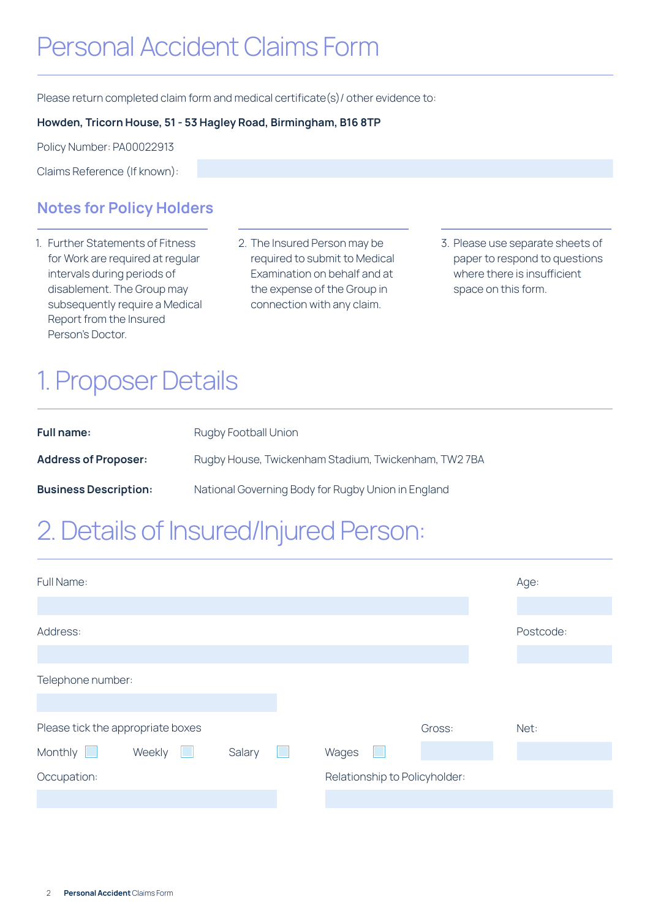# Personal Accident Claims Form

Please return completed claim form and medical certificate(s) / other evidence to:

**Howden, Tricorn House, 51 - 53 Hagley Road, Birmingham, B16 8TP**

Policy Number: PA00022913

Claims Reference (If known):

## Notes for Policy Holders

1. Further Statements of Fitness for Work are required at regular intervals during periods of disablement. The Group may subsequently require a Medical Report from the Insured Person's Doctor.
2. The Insured Person may be required to submit to Medical Examination on behalf and at the expense of the Group in connection with any claim.
3. Please use separate sheets of paper to respond to questions where there is insufficient space on this form.

# 1. Proposer Details

| | |
|---|---|
| **Full name:** | Rugby Football Union |
| **Address of Proposer:** | Rugby House, Twickenham Stadium, Twickenham, TW2 7BA |
| **Business Description:** | National Governing Body for Rugby Union in England |

# 2. Details of Insured/Injured Person:

Full Name:

Age:

Address:

Postcode:

Telephone number:

Please tick the appropriate boxes

Monthly ☐ Weekly ☐ Salary ☐ Wages ☐

Gross:

Net:

Occupation:

Relationship to Policyholder: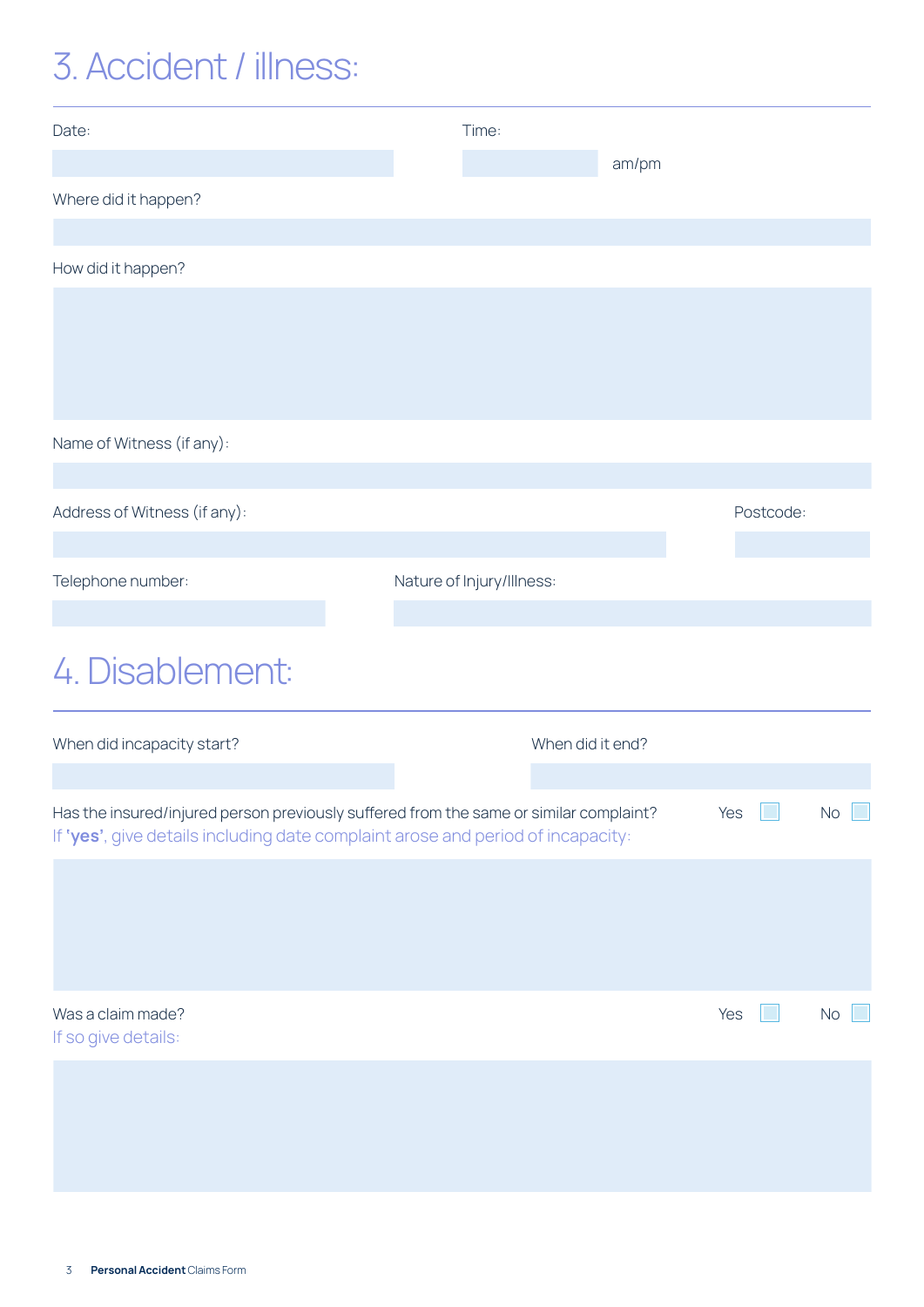# 3. Accident / illness:

Date:

Time: am/pm

Where did it happen?

How did it happen?

Name of Witness (if any):

Address of Witness (if any):

Postcode:

Telephone number:

Nature of Injury/Illness:

# 4. Disablement:

When did incapacity start?

When did it end?

Has the insured/injured person previously suffered from the same or similar complaint? Yes ☐ No ☐

If **'yes'**, give details including date complaint arose and period of incapacity:

Was a claim made? Yes ☐ No ☐

If so give details: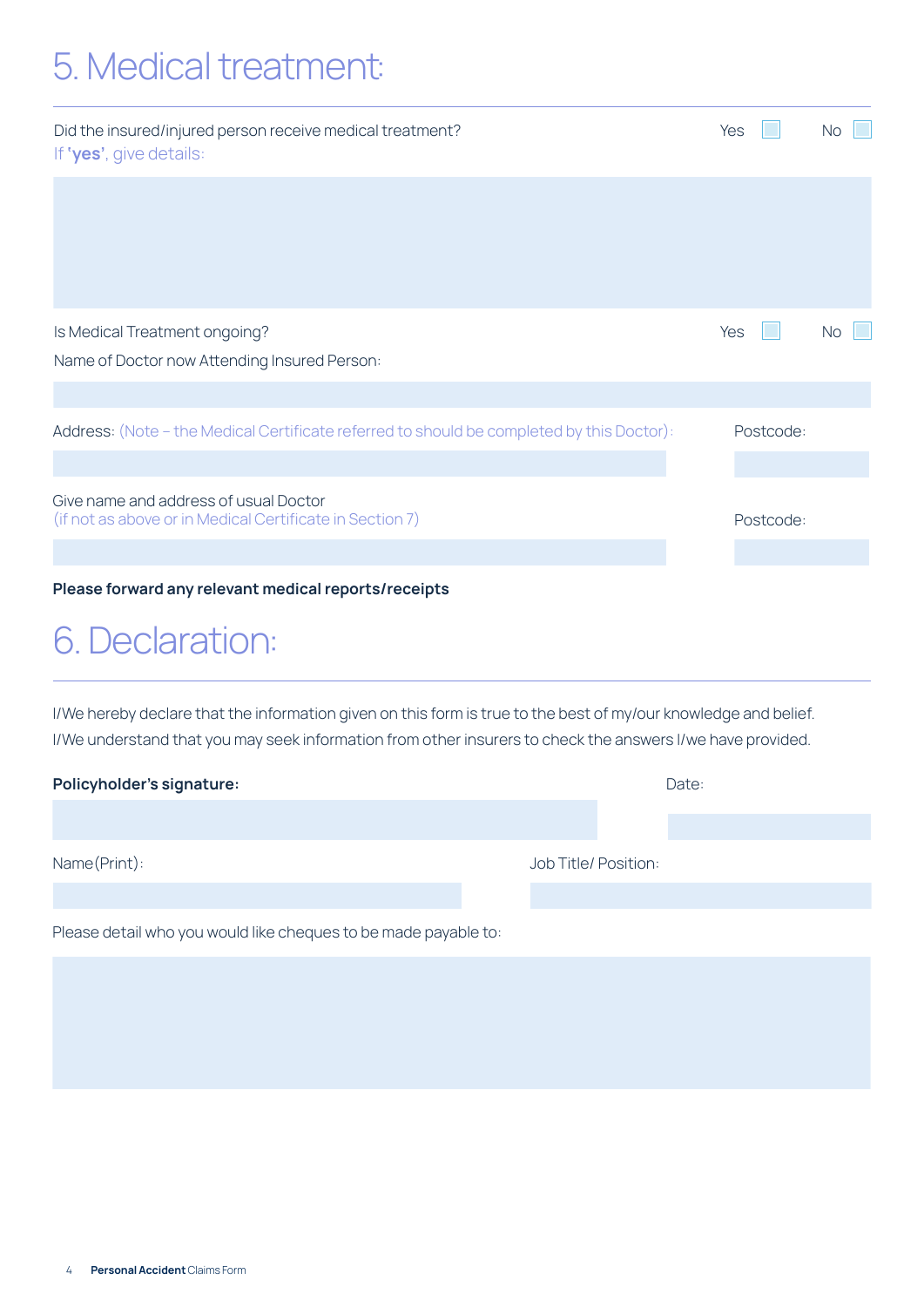# 5. Medical treatment:

Did the insured/injured person receive medical treatment? Yes ☐ No ☐

If **'yes'**, give details:

Is Medical Treatment ongoing? Yes ☐ No ☐

Name of Doctor now Attending Insured Person:

Address: (Note – the Medical Certificate referred to should be completed by this Doctor): Postcode:

Give name and address of usual Doctor
(if not as above or in Medical Certificate in Section 7) Postcode:

**Please forward any relevant medical reports/receipts**

# 6. Declaration:

I/We hereby declare that the information given on this form is true to the best of my/our knowledge and belief.
I/We understand that you may seek information from other insurers to check the answers I/we have provided.

**Policyholder's signature:** Date:

Name(Print): Job Title/ Position:

Please detail who you would like cheques to be made payable to: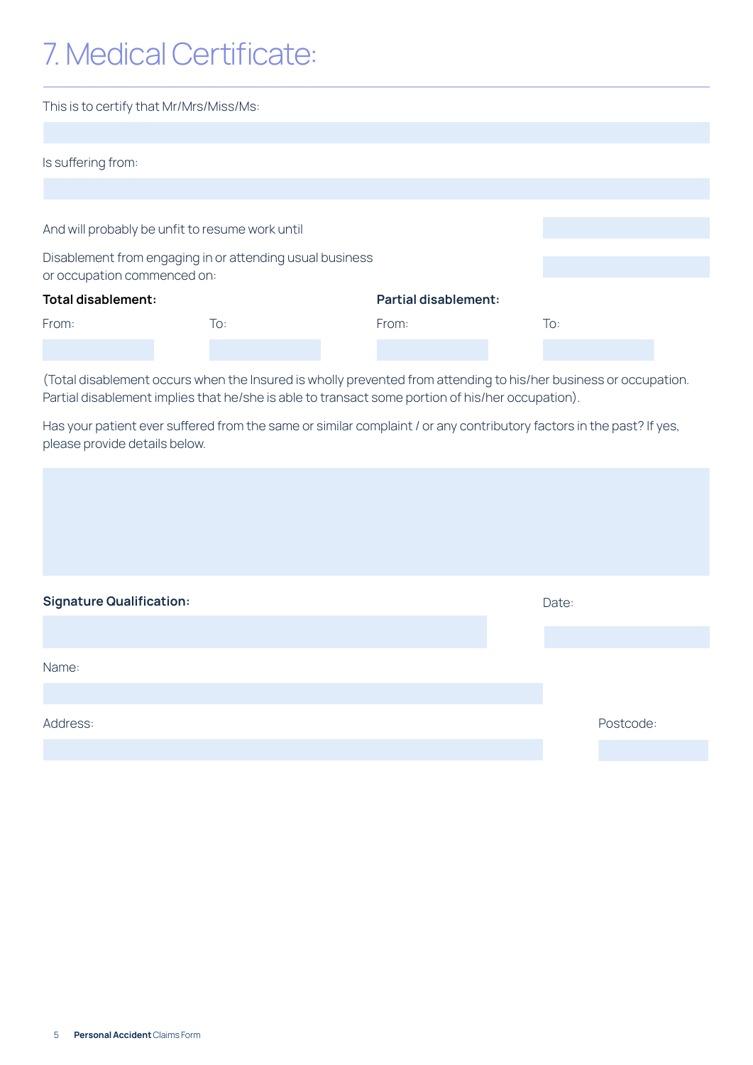# 7. Medical Certificate:

This is to certify that Mr/Mrs/Miss/Ms:

Is suffering from:

And will probably be unfit to resume work until

Disablement from engaging in or attending usual business or occupation commenced on:

| **Total disablement:** | | **Partial disablement:** | |
|---|---|---|---|
| From: | To: | From: | To: |
| | | | |

(Total disablement occurs when the Insured is wholly prevented from attending to his/her business or occupation. Partial disablement implies that he/she is able to transact some portion of his/her occupation).

Has your patient ever suffered from the same or similar complaint / or any contributory factors in the past? If yes, please provide details below.

**Signature Qualification:**

Date:

Name:

Address:

Postcode: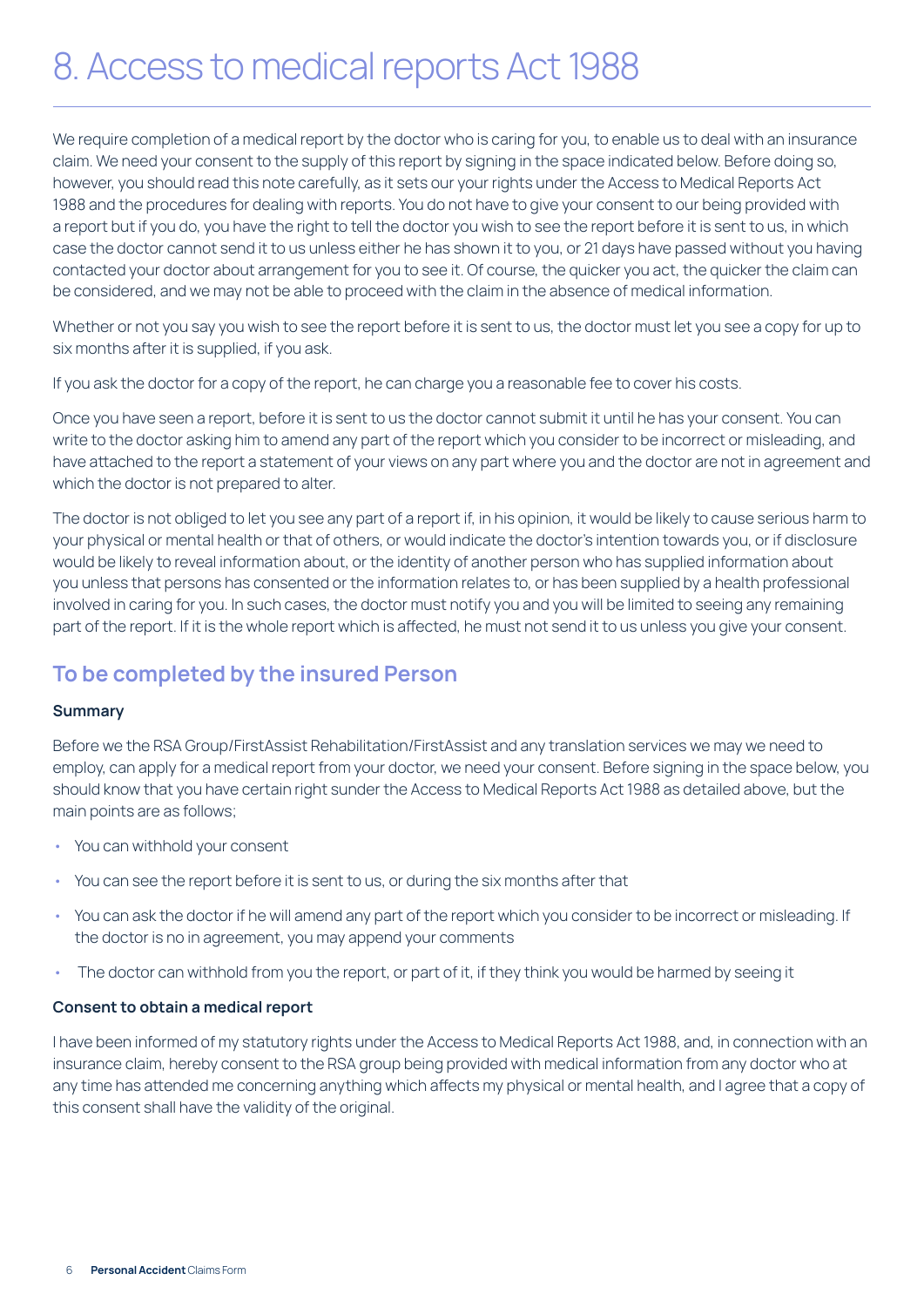# 8. Access to medical reports Act 1988

We require completion of a medical report by the doctor who is caring for you, to enable us to deal with an insurance claim. We need your consent to the supply of this report by signing in the space indicated below. Before doing so, however, you should read this note carefully, as it sets our your rights under the Access to Medical Reports Act 1988 and the procedures for dealing with reports. You do not have to give your consent to our being provided with a report but if you do, you have the right to tell the doctor you wish to see the report before it is sent to us, in which case the doctor cannot send it to us unless either he has shown it to you, or 21 days have passed without you having contacted your doctor about arrangement for you to see it. Of course, the quicker you act, the quicker the claim can be considered, and we may not be able to proceed with the claim in the absence of medical information.

Whether or not you say you wish to see the report before it is sent to us, the doctor must let you see a copy for up to six months after it is supplied, if you ask.

If you ask the doctor for a copy of the report, he can charge you a reasonable fee to cover his costs.

Once you have seen a report, before it is sent to us the doctor cannot submit it until he has your consent. You can write to the doctor asking him to amend any part of the report which you consider to be incorrect or misleading, and have attached to the report a statement of your views on any part where you and the doctor are not in agreement and which the doctor is not prepared to alter.

The doctor is not obliged to let you see any part of a report if, in his opinion, it would be likely to cause serious harm to your physical or mental health or that of others, or would indicate the doctor's intention towards you, or if disclosure would be likely to reveal information about, or the identity of another person who has supplied information about you unless that persons has consented or the information relates to, or has been supplied by a health professional involved in caring for you. In such cases, the doctor must notify you and you will be limited to seeing any remaining part of the report. If it is the whole report which is affected, he must not send it to us unless you give your consent.

## To be completed by the insured Person

**Summary**

Before we the RSA Group/FirstAssist Rehabilitation/FirstAssist and any translation services we may we need to employ, can apply for a medical report from your doctor, we need your consent. Before signing in the space below, you should know that you have certain right sunder the Access to Medical Reports Act 1988 as detailed above, but the main points are as follows;

- You can withhold your consent
- You can see the report before it is sent to us, or during the six months after that
- You can ask the doctor if he will amend any part of the report which you consider to be incorrect or misleading. If the doctor is no in agreement, you may append your comments
- The doctor can withhold from you the report, or part of it, if they think you would be harmed by seeing it

**Consent to obtain a medical report**

I have been informed of my statutory rights under the Access to Medical Reports Act 1988, and, in connection with an insurance claim, hereby consent to the RSA group being provided with medical information from any doctor who at any time has attended me concerning anything which affects my physical or mental health, and I agree that a copy of this consent shall have the validity of the original.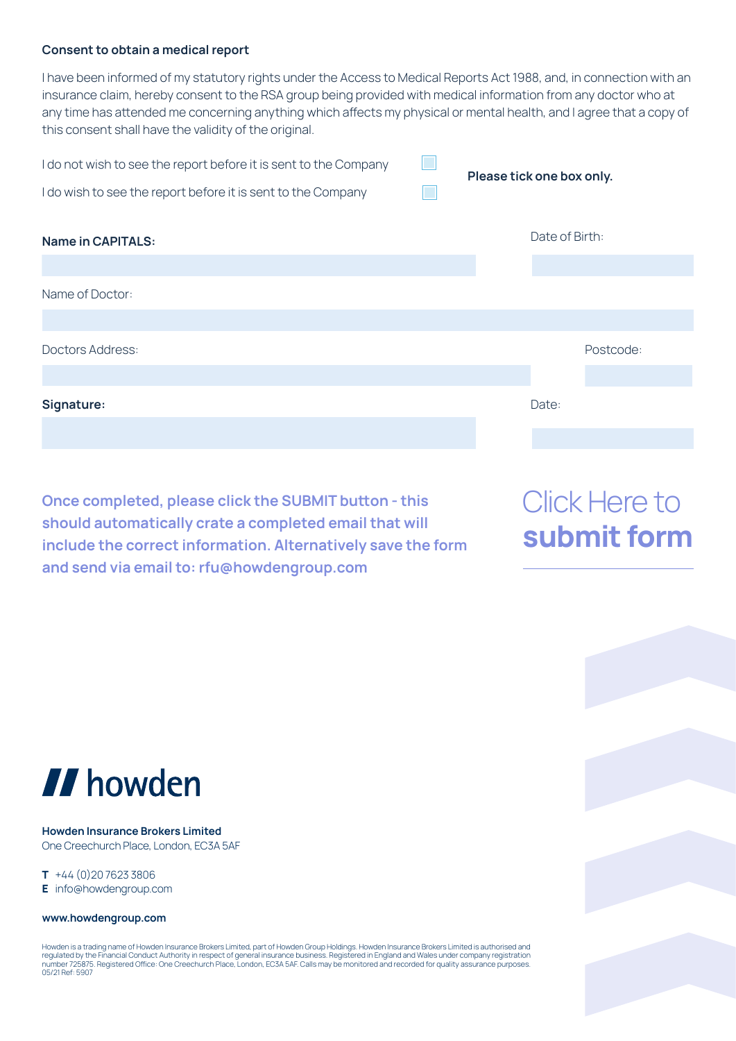**Consent to obtain a medical report**

I have been informed of my statutory rights under the Access to Medical Reports Act 1988, and, in connection with an insurance claim, hereby consent to the RSA group being provided with medical information from any doctor who at any time has attended me concerning anything which affects my physical or mental health, and I agree that a copy of this consent shall have the validity of the original.

- ☐ I do not wish to see the report before it is sent to the Company
- ☐ I do wish to see the report before it is sent to the Company

**Please tick one box only.**

**Name in CAPITALS:**

Date of Birth:

Name of Doctor:

Doctors Address:

Postcode:

**Signature:**

Date:

**Once completed, please click the SUBMIT button - this should automatically crate a completed email that will include the correct information. Alternatively save the form and send via email to: rfu@howdengroup.com**

Click Here to **submit form**

howden

**Howden Insurance Brokers Limited**
One Creechurch Place, London, EC3A 5AF

**T** +44 (0)20 7623 3806
**E** info@howdengroup.com

**www.howdengroup.com**

Howden is a trading name of Howden Insurance Brokers Limited, part of Howden Group Holdings. Howden Insurance Brokers Limited is authorised and regulated by the Financial Conduct Authority in respect of general insurance business. Registered in England and Wales under company registration number 725875. Registered Office: One Creechurch Place, London, EC3A 5AF. Calls may be monitored and recorded for quality assurance purposes. 05/21 Ref: 5907